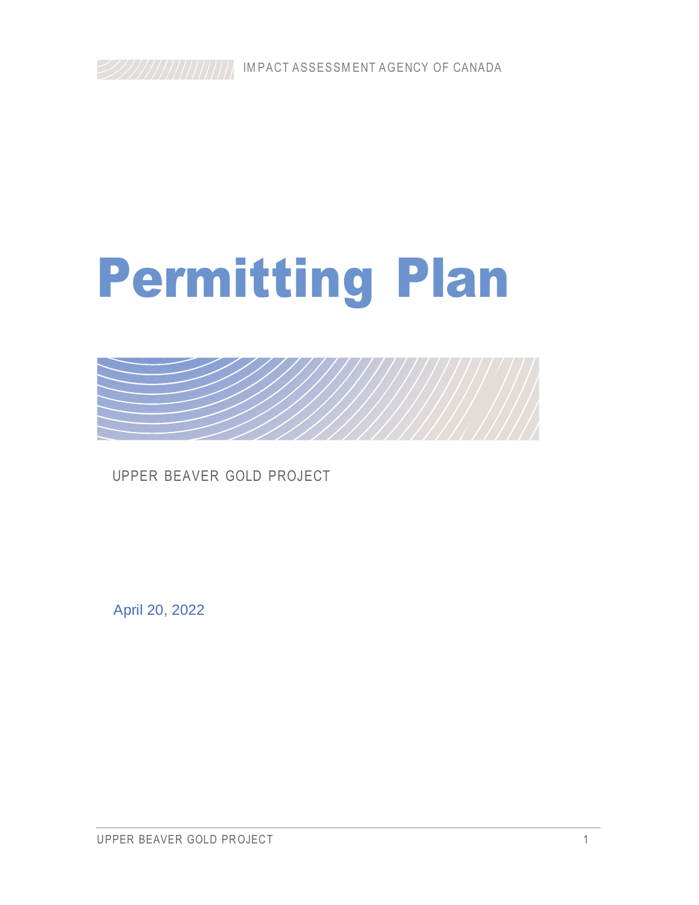IMPACT ASSESSMENT AGENCY OF CANADA

# Permitting Plan

UPPER BEAVER GOLD PROJECT

April 20, 2022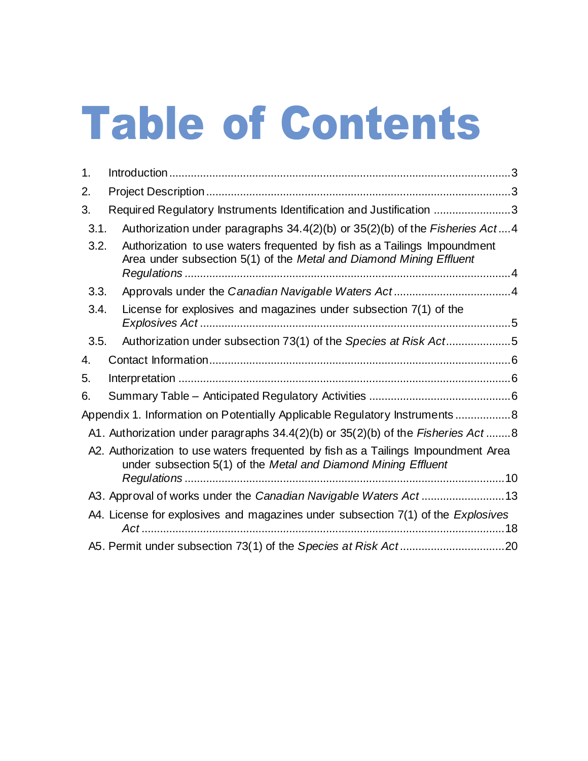# Table of Contents

1. Introduction ........ 3
2. Project Description ........ 3
3. Required Regulatory Instruments Identification and Justification ........ 3
   - 3.1. Authorization under paragraphs 34.4(2)(b) or 35(2)(b) of the *Fisheries Act* ........ 4
   - 3.2. Authorization to use waters frequented by fish as a Tailings Impoundment Area under subsection 5(1) of the *Metal and Diamond Mining Effluent Regulations* ........ 4
   - 3.3. Approvals under the *Canadian Navigable Waters Act* ........ 4
   - 3.4. License for explosives and magazines under subsection 7(1) of the *Explosives Act* ........ 5
   - 3.5. Authorization under subsection 73(1) of the *Species at Risk Act* ........ 5
4. Contact Information ........ 6
5. Interpretation ........ 6
6. Summary Table – Anticipated Regulatory Activities ........ 6

Appendix 1. Information on Potentially Applicable Regulatory Instruments ........ 8

- A1. Authorization under paragraphs 34.4(2)(b) or 35(2)(b) of the *Fisheries Act* ........ 8
- A2. Authorization to use waters frequented by fish as a Tailings Impoundment Area under subsection 5(1) of the *Metal and Diamond Mining Effluent Regulations* ........ 10
- A3. Approval of works under the *Canadian Navigable Waters Act* ........ 13
- A4. License for explosives and magazines under subsection 7(1) of the *Explosives Act* ........ 18
- A5. Permit under subsection 73(1) of the *Species at Risk Act* ........ 20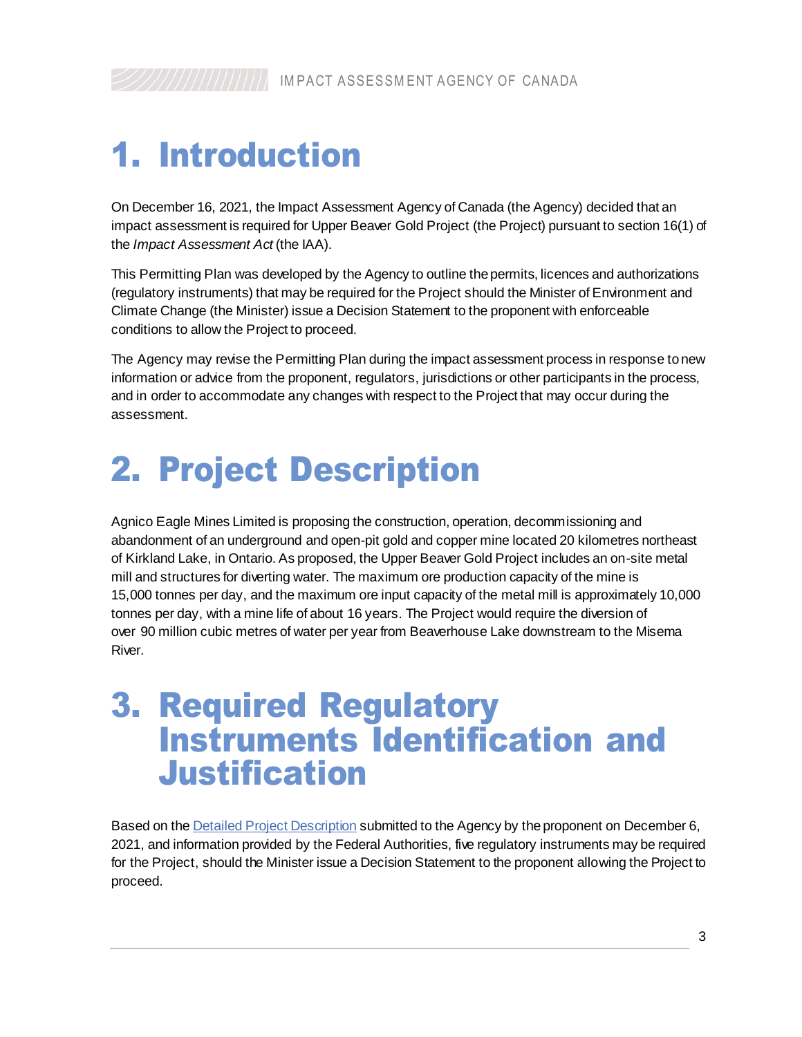# 1. Introduction

On December 16, 2021, the Impact Assessment Agency of Canada (the Agency) decided that an impact assessment is required for Upper Beaver Gold Project (the Project) pursuant to section 16(1) of the *Impact Assessment Act* (the IAA).

This Permitting Plan was developed by the Agency to outline the permits, licences and authorizations (regulatory instruments) that may be required for the Project should the Minister of Environment and Climate Change (the Minister) issue a Decision Statement to the proponent with enforceable conditions to allow the Project to proceed.

The Agency may revise the Permitting Plan during the impact assessment process in response to new information or advice from the proponent, regulators, jurisdictions or other participants in the process, and in order to accommodate any changes with respect to the Project that may occur during the assessment.

# 2. Project Description

Agnico Eagle Mines Limited is proposing the construction, operation, decommissioning and abandonment of an underground and open-pit gold and copper mine located 20 kilometres northeast of Kirkland Lake, in Ontario. As proposed, the Upper Beaver Gold Project includes an on-site metal mill and structures for diverting water. The maximum ore production capacity of the mine is 15,000 tonnes per day, and the maximum ore input capacity of the metal mill is approximately 10,000 tonnes per day, with a mine life of about 16 years. The Project would require the diversion of over 90 million cubic metres of water per year from Beaverhouse Lake downstream to the Misema River.

# 3. Required Regulatory Instruments Identification and Justification

Based on the Detailed Project Description submitted to the Agency by the proponent on December 6, 2021, and information provided by the Federal Authorities, five regulatory instruments may be required for the Project, should the Minister issue a Decision Statement to the proponent allowing the Project to proceed.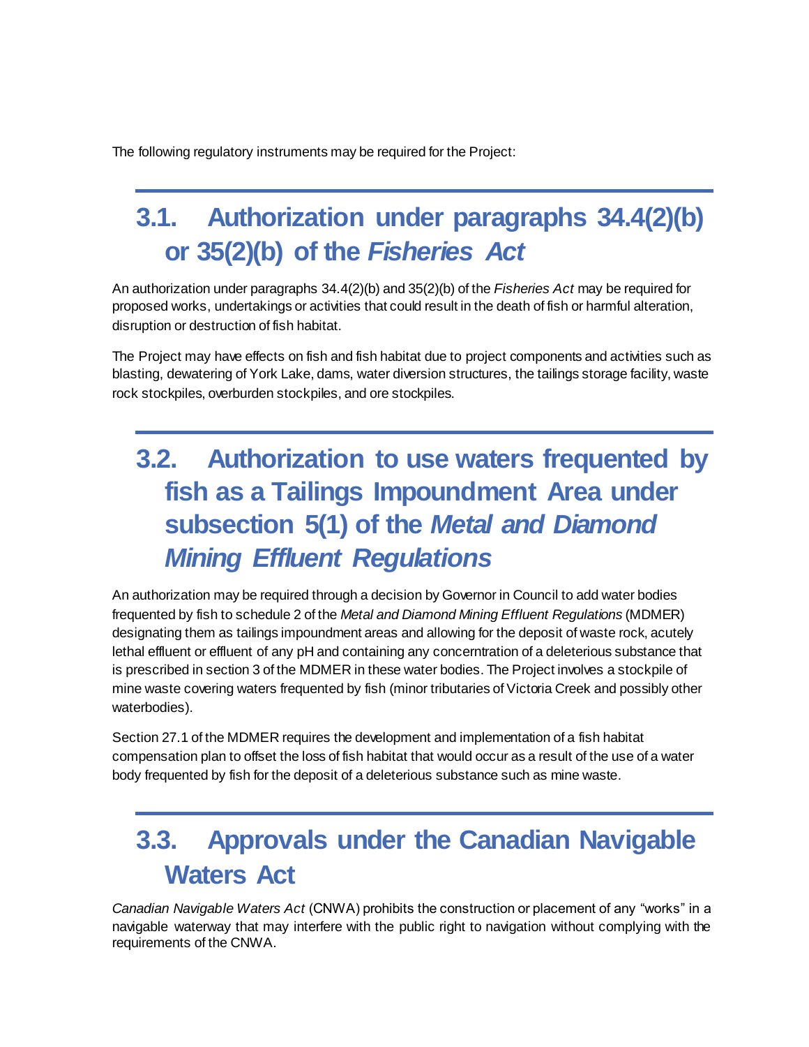The following regulatory instruments may be required for the Project:

## 3.1. Authorization under paragraphs 34.4(2)(b) or 35(2)(b) of the *Fisheries Act*

An authorization under paragraphs 34.4(2)(b) and 35(2)(b) of the *Fisheries Act* may be required for proposed works, undertakings or activities that could result in the death of fish or harmful alteration, disruption or destruction of fish habitat.

The Project may have effects on fish and fish habitat due to project components and activities such as blasting, dewatering of York Lake, dams, water diversion structures, the tailings storage facility, waste rock stockpiles, overburden stockpiles, and ore stockpiles.

## 3.2. Authorization to use waters frequented by fish as a Tailings Impoundment Area under subsection 5(1) of the *Metal and Diamond Mining Effluent Regulations*

An authorization may be required through a decision by Governor in Council to add water bodies frequented by fish to schedule 2 of the *Metal and Diamond Mining Effluent Regulations* (MDMER) designating them as tailings impoundment areas and allowing for the deposit of waste rock, acutely lethal effluent or effluent of any pH and containing any concerntration of a deleterious substance that is prescribed in section 3 of the MDMER in these water bodies. The Project involves a stockpile of mine waste covering waters frequented by fish (minor tributaries of Victoria Creek and possibly other waterbodies).

Section 27.1 of the MDMER requires the development and implementation of a fish habitat compensation plan to offset the loss of fish habitat that would occur as a result of the use of a water body frequented by fish for the deposit of a deleterious substance such as mine waste.

## 3.3. Approvals under the Canadian Navigable Waters Act

*Canadian Navigable Waters Act* (CNWA) prohibits the construction or placement of any "works" in a navigable waterway that may interfere with the public right to navigation without complying with the requirements of the CNWA.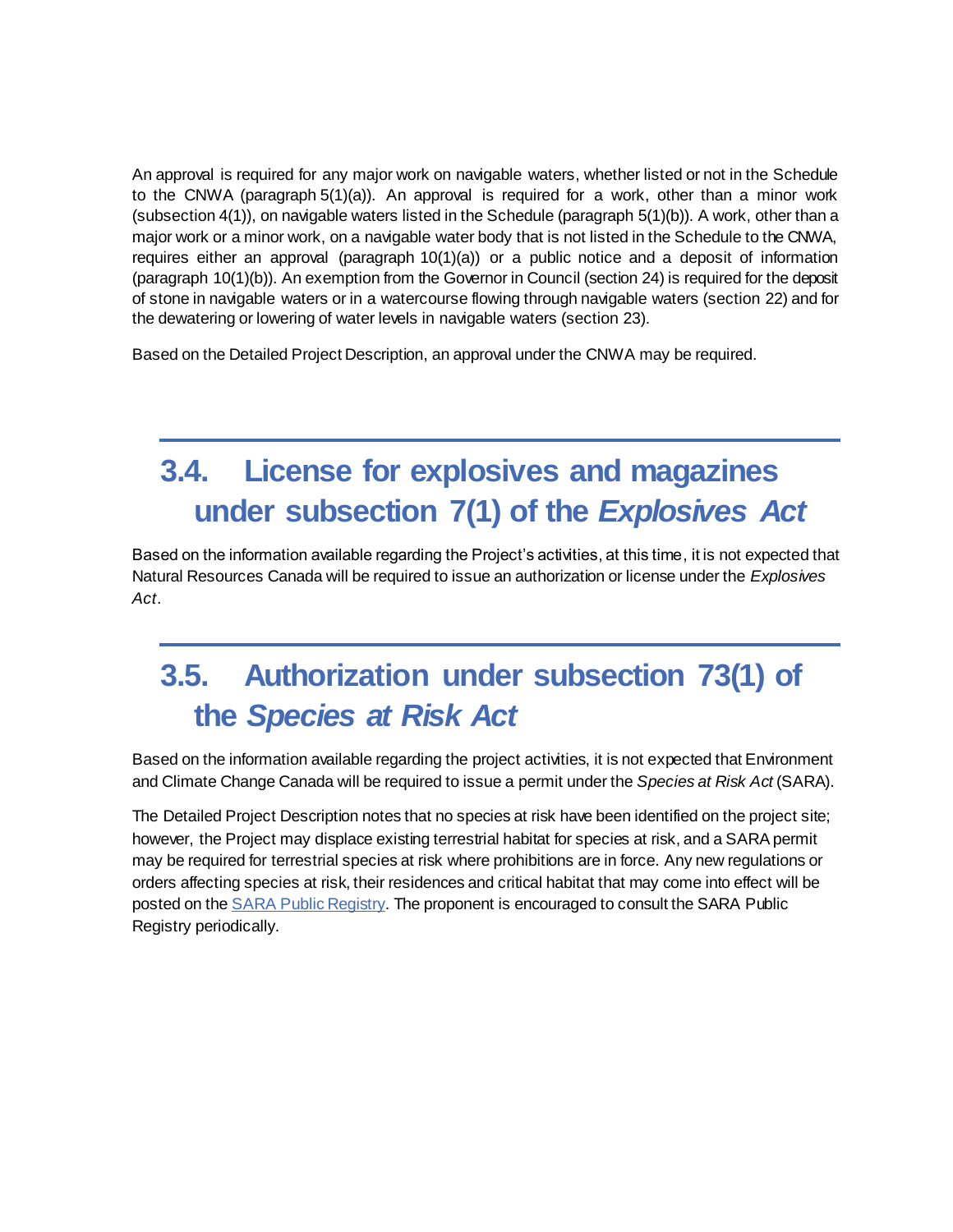An approval is required for any major work on navigable waters, whether listed or not in the Schedule to the CNWA (paragraph 5(1)(a)). An approval is required for a work, other than a minor work (subsection 4(1)), on navigable waters listed in the Schedule (paragraph 5(1)(b)). A work, other than a major work or a minor work, on a navigable water body that is not listed in the Schedule to the CNWA, requires either an approval (paragraph 10(1)(a)) or a public notice and a deposit of information (paragraph 10(1)(b)). An exemption from the Governor in Council (section 24) is required for the deposit of stone in navigable waters or in a watercourse flowing through navigable waters (section 22) and for the dewatering or lowering of water levels in navigable waters (section 23).

Based on the Detailed Project Description, an approval under the CNWA may be required.

## 3.4. License for explosives and magazines under subsection 7(1) of the *Explosives Act*

Based on the information available regarding the Project's activities, at this time, it is not expected that Natural Resources Canada will be required to issue an authorization or license under the *Explosives Act*.

## 3.5. Authorization under subsection 73(1) of the *Species at Risk Act*

Based on the information available regarding the project activities, it is not expected that Environment and Climate Change Canada will be required to issue a permit under the *Species at Risk Act* (SARA).

The Detailed Project Description notes that no species at risk have been identified on the project site; however, the Project may displace existing terrestrial habitat for species at risk, and a SARA permit may be required for terrestrial species at risk where prohibitions are in force. Any new regulations or orders affecting species at risk, their residences and critical habitat that may come into effect will be posted on the [SARA Public Registry](). The proponent is encouraged to consult the SARA Public Registry periodically.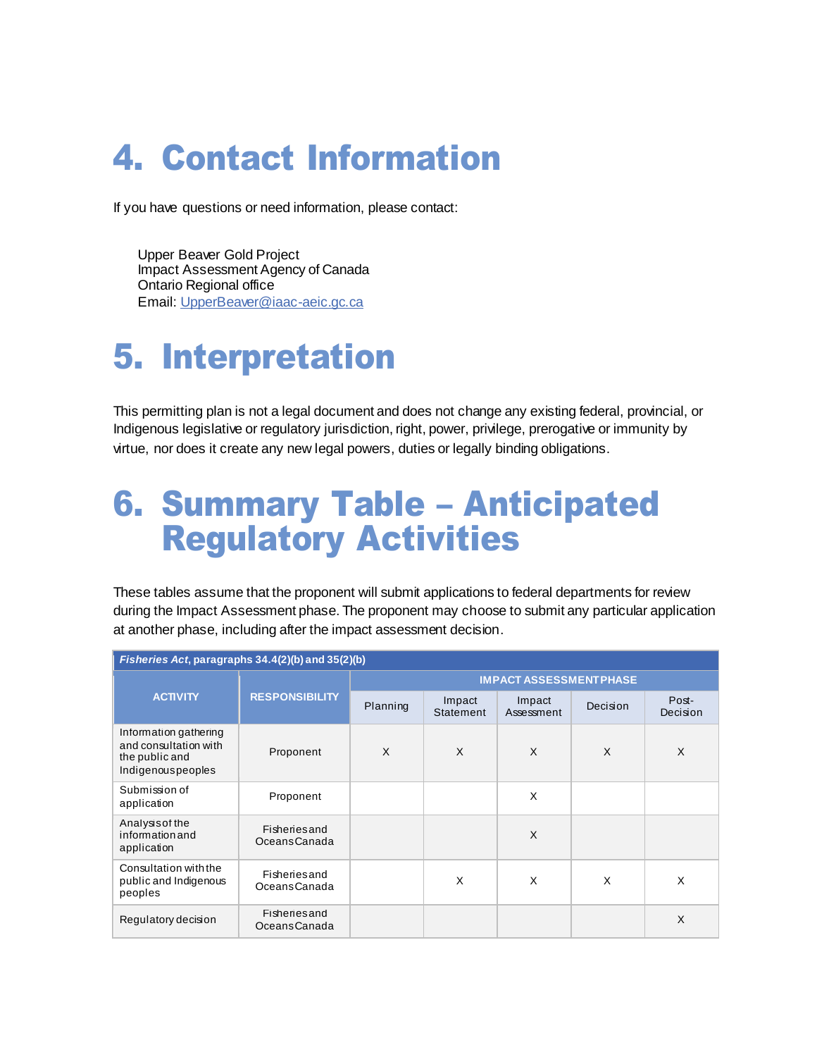# 4. Contact Information

If you have questions or need information, please contact:

Upper Beaver Gold Project
Impact Assessment Agency of Canada
Ontario Regional office
Email: [UpperBeaver@iaac-aeic.gc.ca](mailto:UpperBeaver@iaac-aeic.gc.ca)

# 5. Interpretation

This permitting plan is not a legal document and does not change any existing federal, provincial, or Indigenous legislative or regulatory jurisdiction, right, power, privilege, prerogative or immunity by virtue, nor does it create any new legal powers, duties or legally binding obligations.

# 6. Summary Table – Anticipated Regulatory Activities

These tables assume that the proponent will submit applications to federal departments for review during the Impact Assessment phase. The proponent may choose to submit any particular application at another phase, including after the impact assessment decision.

| ***Fisheries Act*, paragraphs 34.4(2)(b) and 35(2)(b)** | | | | | | |
|---|---|---|---|---|---|---|
| **ACTIVITY** | **RESPONSIBILITY** | **IMPACT ASSESSMENT PHASE** | | | | |
| | | Planning | Impact Statement | Impact Assessment | Decision | Post-Decision |
| Information gathering and consultation with the public and Indigenous peoples | Proponent | X | X | X | X | X |
| Submission of application | Proponent | | | X | | |
| Analysis of the information and application | Fisheries and Oceans Canada | | | X | | |
| Consultation with the public and Indigenous peoples | Fisheries and Oceans Canada | | X | X | X | X |
| Regulatory decision | Fisheries and Oceans Canada | | | | | X |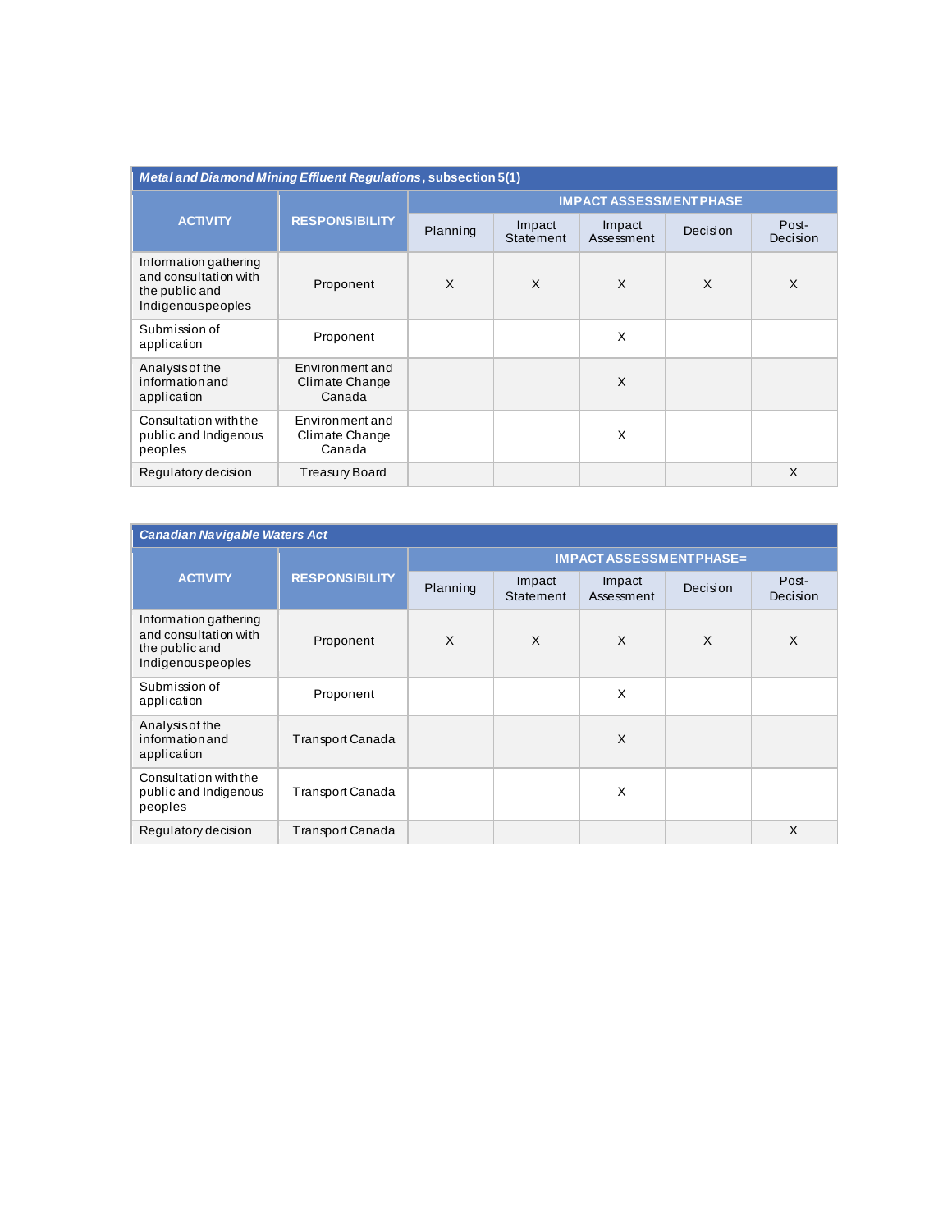| ***Metal and Diamond Mining Effluent Regulations*, subsection 5(1)** | | | | | | |
|---|---|---|---|---|---|---|
| **ACTIVITY** | **RESPONSIBILITY** | **IMPACT ASSESSMENT PHASE** | | | | |
| | | Planning | Impact Statement | Impact Assessment | Decision | Post-Decision |
| Information gathering and consultation with the public and Indigenous peoples | Proponent | X | X | X | X | X |
| Submission of application | Proponent | | | X | | |
| Analysis of the information and application | Environment and Climate Change Canada | | | X | | |
| Consultation with the public and Indigenous peoples | Environment and Climate Change Canada | | | X | | |
| Regulatory decision | Treasury Board | | | | | X |

| ***Canadian Navigable Waters Act*** | | | | | | |
|---|---|---|---|---|---|---|
| **ACTIVITY** | **RESPONSIBILITY** | **IMPACT ASSESSMENT PHASE=** | | | | |
| | | Planning | Impact Statement | Impact Assessment | Decision | Post-Decision |
| Information gathering and consultation with the public and Indigenous peoples | Proponent | X | X | X | X | X |
| Submission of application | Proponent | | | X | | |
| Analysis of the information and application | Transport Canada | | | X | | |
| Consultation with the public and Indigenous peoples | Transport Canada | | | X | | |
| Regulatory decision | Transport Canada | | | | | X |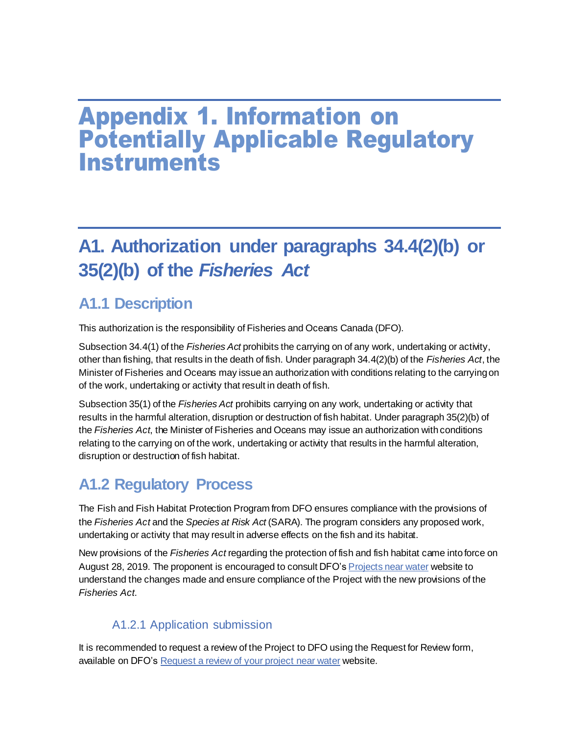# Appendix 1. Information on Potentially Applicable Regulatory Instruments

## A1. Authorization under paragraphs 34.4(2)(b) or 35(2)(b) of the *Fisheries Act*

### A1.1 Description

This authorization is the responsibility of Fisheries and Oceans Canada (DFO).

Subsection 34.4(1) of the *Fisheries Act* prohibits the carrying on of any work, undertaking or activity, other than fishing, that results in the death of fish. Under paragraph 34.4(2)(b) of the *Fisheries Act*, the Minister of Fisheries and Oceans may issue an authorization with conditions relating to the carrying on of the work, undertaking or activity that result in death of fish.

Subsection 35(1) of the *Fisheries Act* prohibits carrying on any work, undertaking or activity that results in the harmful alteration, disruption or destruction of fish habitat. Under paragraph 35(2)(b) of the *Fisheries Act*, the Minister of Fisheries and Oceans may issue an authorization with conditions relating to the carrying on of the work, undertaking or activity that results in the harmful alteration, disruption or destruction of fish habitat.

### A1.2 Regulatory Process

The Fish and Fish Habitat Protection Program from DFO ensures compliance with the provisions of the *Fisheries Act* and the *Species at Risk Act* (SARA). The program considers any proposed work, undertaking or activity that may result in adverse effects on the fish and its habitat.

New provisions of the *Fisheries Act* regarding the protection of fish and fish habitat came into force on August 28, 2019. The proponent is encouraged to consult DFO's Projects near water website to understand the changes made and ensure compliance of the Project with the new provisions of the *Fisheries Act*.

#### A1.2.1 Application submission

It is recommended to request a review of the Project to DFO using the Request for Review form, available on DFO's Request a review of your project near water website.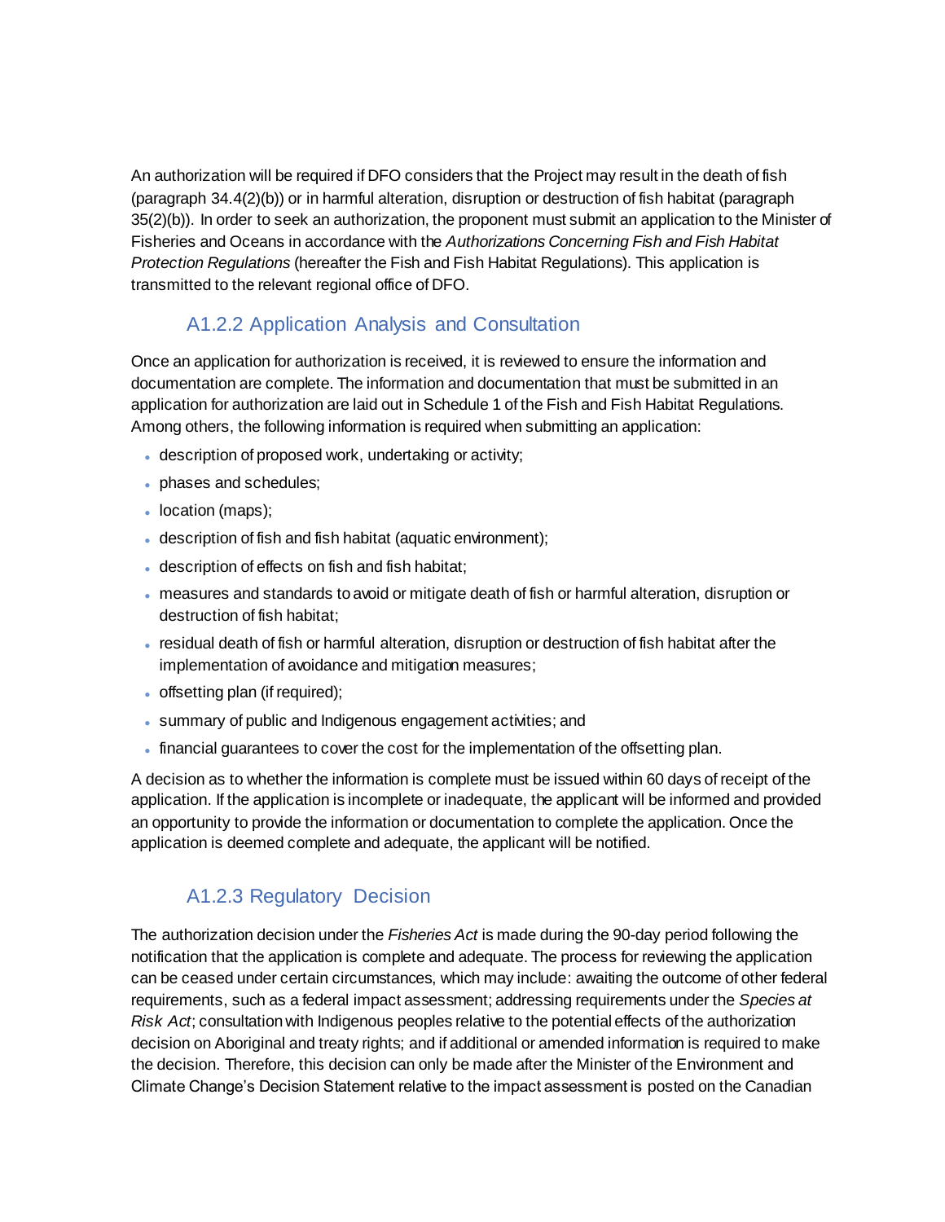An authorization will be required if DFO considers that the Project may result in the death of fish (paragraph 34.4(2)(b)) or in harmful alteration, disruption or destruction of fish habitat (paragraph 35(2)(b)). In order to seek an authorization, the proponent must submit an application to the Minister of Fisheries and Oceans in accordance with the *Authorizations Concerning Fish and Fish Habitat Protection Regulations* (hereafter the Fish and Fish Habitat Regulations). This application is transmitted to the relevant regional office of DFO.

### A1.2.2 Application Analysis and Consultation

Once an application for authorization is received, it is reviewed to ensure the information and documentation are complete. The information and documentation that must be submitted in an application for authorization are laid out in Schedule 1 of the Fish and Fish Habitat Regulations. Among others, the following information is required when submitting an application:

- description of proposed work, undertaking or activity;
- phases and schedules;
- location (maps);
- description of fish and fish habitat (aquatic environment);
- description of effects on fish and fish habitat;
- measures and standards to avoid or mitigate death of fish or harmful alteration, disruption or destruction of fish habitat;
- residual death of fish or harmful alteration, disruption or destruction of fish habitat after the implementation of avoidance and mitigation measures;
- offsetting plan (if required);
- summary of public and Indigenous engagement activities; and
- financial guarantees to cover the cost for the implementation of the offsetting plan.

A decision as to whether the information is complete must be issued within 60 days of receipt of the application. If the application is incomplete or inadequate, the applicant will be informed and provided an opportunity to provide the information or documentation to complete the application. Once the application is deemed complete and adequate, the applicant will be notified.

### A1.2.3 Regulatory Decision

The authorization decision under the *Fisheries Act* is made during the 90-day period following the notification that the application is complete and adequate. The process for reviewing the application can be ceased under certain circumstances, which may include: awaiting the outcome of other federal requirements, such as a federal impact assessment; addressing requirements under the *Species at Risk Act*; consultation with Indigenous peoples relative to the potential effects of the authorization decision on Aboriginal and treaty rights; and if additional or amended information is required to make the decision. Therefore, this decision can only be made after the Minister of the Environment and Climate Change's Decision Statement relative to the impact assessment is posted on the Canadian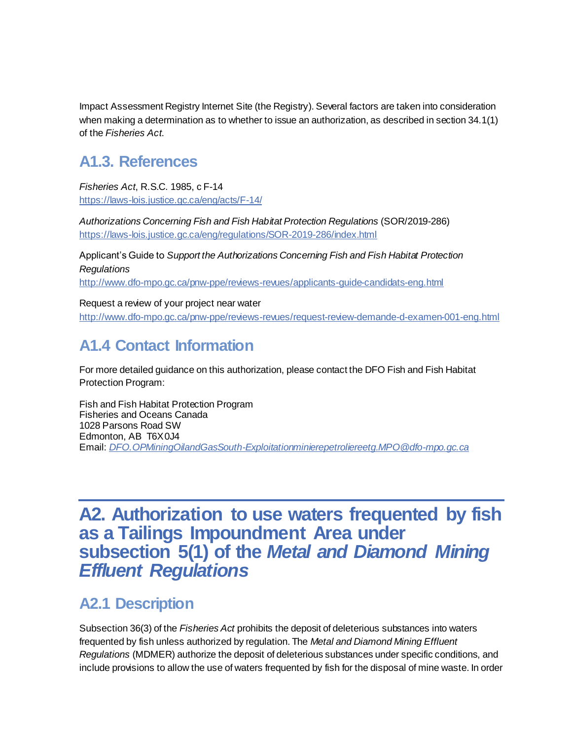Impact Assessment Registry Internet Site (the Registry). Several factors are taken into consideration when making a determination as to whether to issue an authorization, as described in section 34.1(1) of the *Fisheries Act*.

## A1.3. References

*Fisheries Act*, R.S.C. 1985, c F-14
https://laws-lois.justice.gc.ca/eng/acts/F-14/

*Authorizations Concerning Fish and Fish Habitat Protection Regulations* (SOR/2019-286)
https://laws-lois.justice.gc.ca/eng/regulations/SOR-2019-286/index.html

Applicant's Guide to *Support the Authorizations Concerning Fish and Fish Habitat Protection Regulations*
http://www.dfo-mpo.gc.ca/pnw-ppe/reviews-revues/applicants-guide-candidats-eng.html

Request a review of your project near water
http://www.dfo-mpo.gc.ca/pnw-ppe/reviews-revues/request-review-demande-d-examen-001-eng.html

## A1.4 Contact Information

For more detailed guidance on this authorization, please contact the DFO Fish and Fish Habitat Protection Program:

Fish and Fish Habitat Protection Program
Fisheries and Oceans Canada
1028 Parsons Road SW
Edmonton, AB T6X 0J4
Email: *DFO.OPMiningOilandGasSouth-Exploitationminierepetroliereetg.MPO@dfo-mpo.gc.ca*

# A2. Authorization to use waters frequented by fish as a Tailings Impoundment Area under subsection 5(1) of the *Metal and Diamond Mining Effluent Regulations*

## A2.1 Description

Subsection 36(3) of the *Fisheries Act* prohibits the deposit of deleterious substances into waters frequented by fish unless authorized by regulation. The *Metal and Diamond Mining Effluent Regulations* (MDMER) authorize the deposit of deleterious substances under specific conditions, and include provisions to allow the use of waters frequented by fish for the disposal of mine waste. In order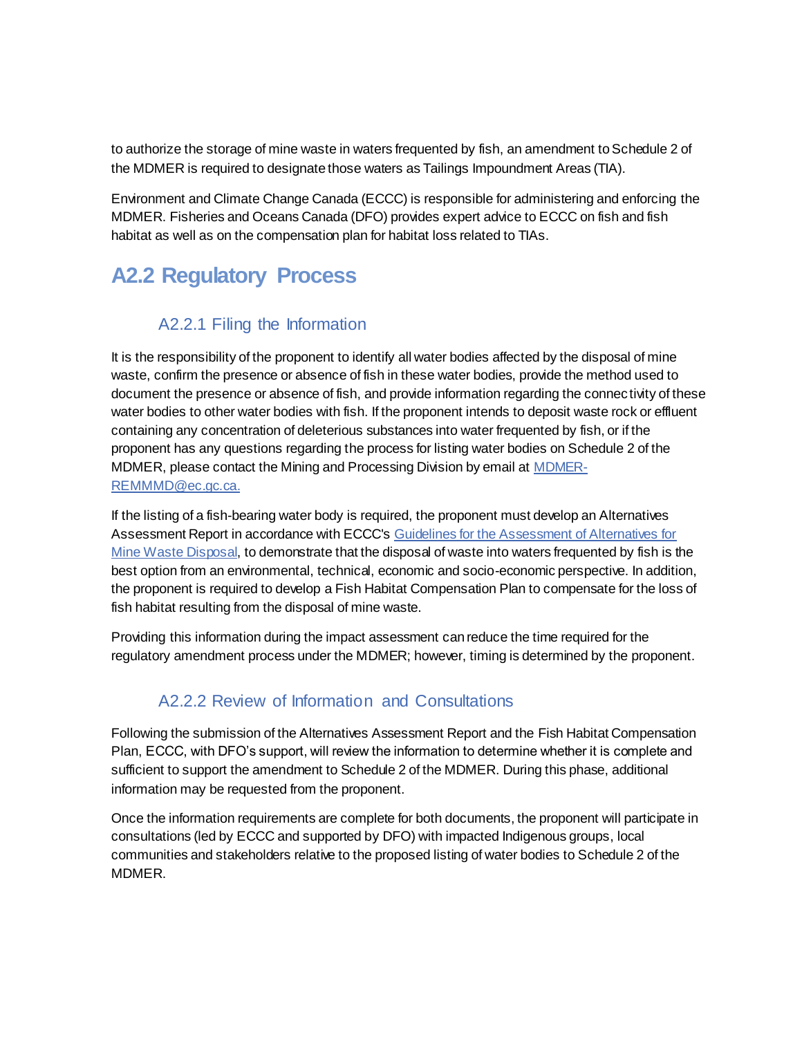to authorize the storage of mine waste in waters frequented by fish, an amendment to Schedule 2 of the MDMER is required to designate those waters as Tailings Impoundment Areas (TIA).

Environment and Climate Change Canada (ECCC) is responsible for administering and enforcing the MDMER. Fisheries and Oceans Canada (DFO) provides expert advice to ECCC on fish and fish habitat as well as on the compensation plan for habitat loss related to TIAs.

## A2.2 Regulatory Process

### A2.2.1 Filing the Information

It is the responsibility of the proponent to identify all water bodies affected by the disposal of mine waste, confirm the presence or absence of fish in these water bodies, provide the method used to document the presence or absence of fish, and provide information regarding the connectivity of these water bodies to other water bodies with fish. If the proponent intends to deposit waste rock or effluent containing any concentration of deleterious substances into water frequented by fish, or if the proponent has any questions regarding the process for listing water bodies on Schedule 2 of the MDMER, please contact the Mining and Processing Division by email at MDMER-REMMMD@ec.gc.ca.

If the listing of a fish-bearing water body is required, the proponent must develop an Alternatives Assessment Report in accordance with ECCC's Guidelines for the Assessment of Alternatives for Mine Waste Disposal, to demonstrate that the disposal of waste into waters frequented by fish is the best option from an environmental, technical, economic and socio-economic perspective. In addition, the proponent is required to develop a Fish Habitat Compensation Plan to compensate for the loss of fish habitat resulting from the disposal of mine waste.

Providing this information during the impact assessment can reduce the time required for the regulatory amendment process under the MDMER; however, timing is determined by the proponent.

### A2.2.2 Review of Information and Consultations

Following the submission of the Alternatives Assessment Report and the Fish Habitat Compensation Plan, ECCC, with DFO's support, will review the information to determine whether it is complete and sufficient to support the amendment to Schedule 2 of the MDMER. During this phase, additional information may be requested from the proponent.

Once the information requirements are complete for both documents, the proponent will participate in consultations (led by ECCC and supported by DFO) with impacted Indigenous groups, local communities and stakeholders relative to the proposed listing of water bodies to Schedule 2 of the MDMER.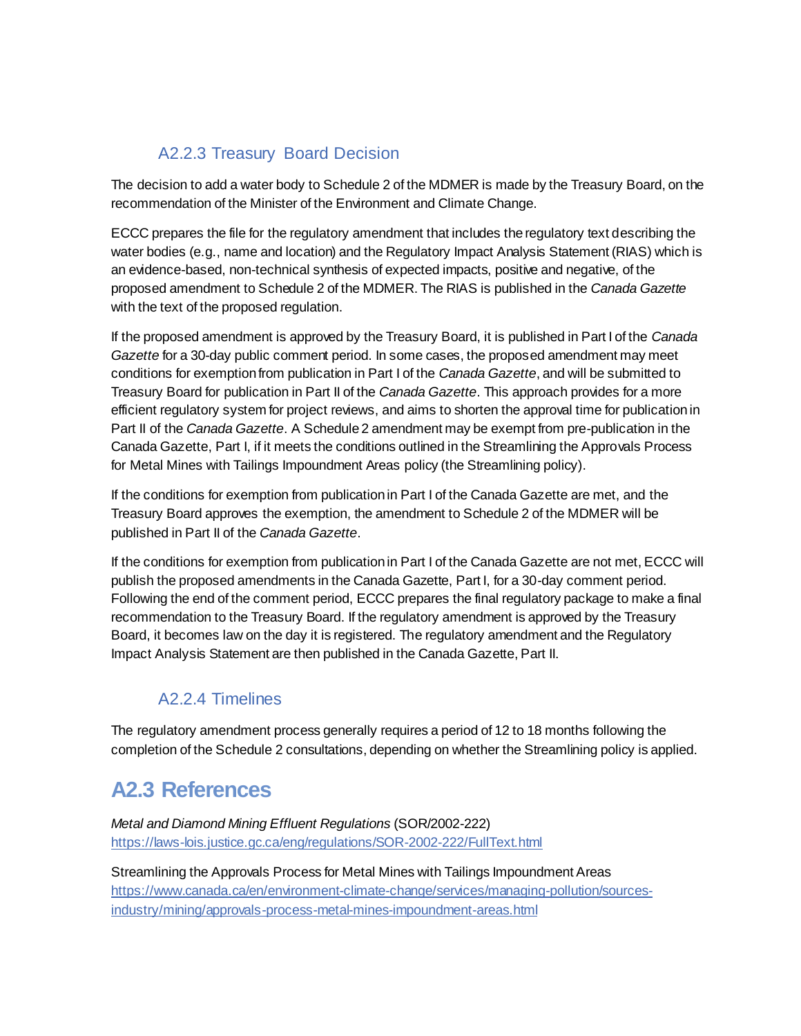### A2.2.3 Treasury Board Decision

The decision to add a water body to Schedule 2 of the MDMER is made by the Treasury Board, on the recommendation of the Minister of the Environment and Climate Change.

ECCC prepares the file for the regulatory amendment that includes the regulatory text describing the water bodies (e.g., name and location) and the Regulatory Impact Analysis Statement (RIAS) which is an evidence-based, non-technical synthesis of expected impacts, positive and negative, of the proposed amendment to Schedule 2 of the MDMER. The RIAS is published in the *Canada Gazette* with the text of the proposed regulation.

If the proposed amendment is approved by the Treasury Board, it is published in Part I of the *Canada Gazette* for a 30-day public comment period. In some cases, the proposed amendment may meet conditions for exemption from publication in Part I of the *Canada Gazette*, and will be submitted to Treasury Board for publication in Part II of the *Canada Gazette*. This approach provides for a more efficient regulatory system for project reviews, and aims to shorten the approval time for publication in Part II of the *Canada Gazette*. A Schedule 2 amendment may be exempt from pre-publication in the Canada Gazette, Part I, if it meets the conditions outlined in the Streamlining the Approvals Process for Metal Mines with Tailings Impoundment Areas policy (the Streamlining policy).

If the conditions for exemption from publication in Part I of the Canada Gazette are met, and the Treasury Board approves the exemption, the amendment to Schedule 2 of the MDMER will be published in Part II of the *Canada Gazette*.

If the conditions for exemption from publication in Part I of the Canada Gazette are not met, ECCC will publish the proposed amendments in the Canada Gazette, Part I, for a 30-day comment period. Following the end of the comment period, ECCC prepares the final regulatory package to make a final recommendation to the Treasury Board. If the regulatory amendment is approved by the Treasury Board, it becomes law on the day it is registered. The regulatory amendment and the Regulatory Impact Analysis Statement are then published in the Canada Gazette, Part II.

### A2.2.4 Timelines

The regulatory amendment process generally requires a period of 12 to 18 months following the completion of the Schedule 2 consultations, depending on whether the Streamlining policy is applied.

## A2.3 References

*Metal and Diamond Mining Effluent Regulations* (SOR/2002-222)
https://laws-lois.justice.gc.ca/eng/regulations/SOR-2002-222/FullText.html

Streamlining the Approvals Process for Metal Mines with Tailings Impoundment Areas
https://www.canada.ca/en/environment-climate-change/services/managing-pollution/sources-industry/mining/approvals-process-metal-mines-impoundment-areas.html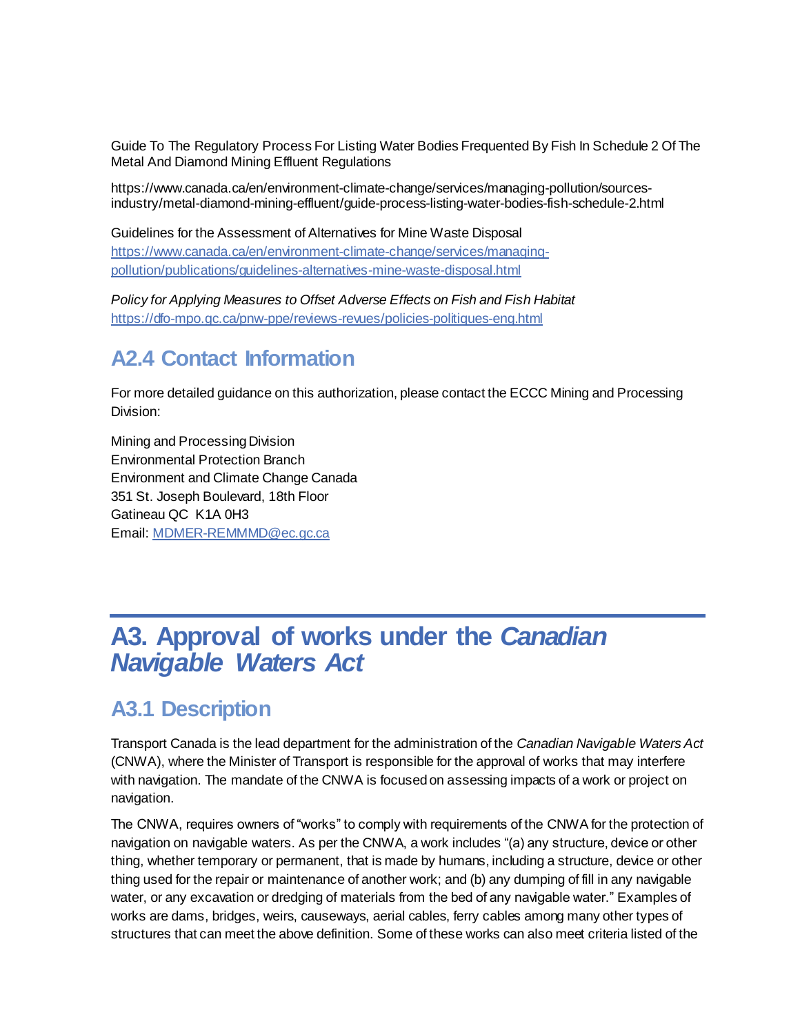Guide To The Regulatory Process For Listing Water Bodies Frequented By Fish In Schedule 2 Of The Metal And Diamond Mining Effluent Regulations

https://www.canada.ca/en/environment-climate-change/services/managing-pollution/sources-industry/metal-diamond-mining-effluent/guide-process-listing-water-bodies-fish-schedule-2.html

Guidelines for the Assessment of Alternatives for Mine Waste Disposal
[https://www.canada.ca/en/environment-climate-change/services/managing-pollution/publications/guidelines-alternatives-mine-waste-disposal.html](https://www.canada.ca/en/environment-climate-change/services/managing-pollution/publications/guidelines-alternatives-mine-waste-disposal.html)

*Policy for Applying Measures to Offset Adverse Effects on Fish and Fish Habitat*
[https://dfo-mpo.gc.ca/pnw-ppe/reviews-revues/policies-politiques-eng.html](https://dfo-mpo.gc.ca/pnw-ppe/reviews-revues/policies-politiques-eng.html)

## A2.4 Contact Information

For more detailed guidance on this authorization, please contact the ECCC Mining and Processing Division:

Mining and Processing Division
Environmental Protection Branch
Environment and Climate Change Canada
351 St. Joseph Boulevard, 18th Floor
Gatineau QC K1A 0H3
Email: [MDMER-REMMMD@ec.gc.ca](mailto:MDMER-REMMMD@ec.gc.ca)

# A3. Approval of works under the *Canadian Navigable Waters Act*

## A3.1 Description

Transport Canada is the lead department for the administration of the *Canadian Navigable Waters Act* (CNWA), where the Minister of Transport is responsible for the approval of works that may interfere with navigation. The mandate of the CNWA is focused on assessing impacts of a work or project on navigation.

The CNWA, requires owners of "works" to comply with requirements of the CNWA for the protection of navigation on navigable waters. As per the CNWA, a work includes "(a) any structure, device or other thing, whether temporary or permanent, that is made by humans, including a structure, device or other thing used for the repair or maintenance of another work; and (b) any dumping of fill in any navigable water, or any excavation or dredging of materials from the bed of any navigable water." Examples of works are dams, bridges, weirs, causeways, aerial cables, ferry cables among many other types of structures that can meet the above definition. Some of these works can also meet criteria listed of the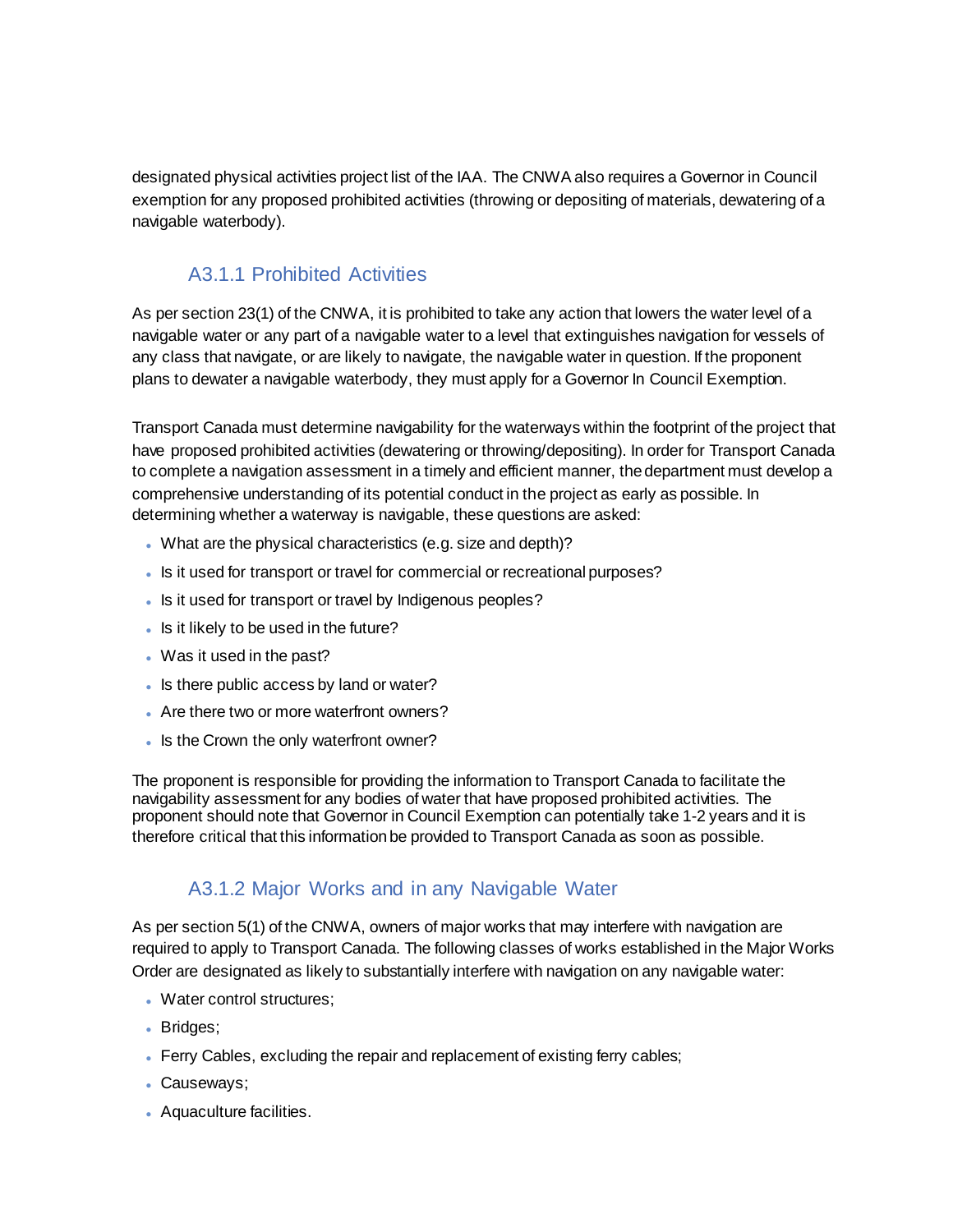designated physical activities project list of the IAA. The CNWA also requires a Governor in Council exemption for any proposed prohibited activities (throwing or depositing of materials, dewatering of a navigable waterbody).

### A3.1.1 Prohibited Activities

As per section 23(1) of the CNWA, it is prohibited to take any action that lowers the water level of a navigable water or any part of a navigable water to a level that extinguishes navigation for vessels of any class that navigate, or are likely to navigate, the navigable water in question. If the proponent plans to dewater a navigable waterbody, they must apply for a Governor In Council Exemption.

Transport Canada must determine navigability for the waterways within the footprint of the project that have proposed prohibited activities (dewatering or throwing/depositing). In order for Transport Canada to complete a navigation assessment in a timely and efficient manner, the department must develop a comprehensive understanding of its potential conduct in the project as early as possible. In determining whether a waterway is navigable, these questions are asked:

- What are the physical characteristics (e.g. size and depth)?
- Is it used for transport or travel for commercial or recreational purposes?
- Is it used for transport or travel by Indigenous peoples?
- Is it likely to be used in the future?
- Was it used in the past?
- Is there public access by land or water?
- Are there two or more waterfront owners?
- Is the Crown the only waterfront owner?

The proponent is responsible for providing the information to Transport Canada to facilitate the navigability assessment for any bodies of water that have proposed prohibited activities. The proponent should note that Governor in Council Exemption can potentially take 1-2 years and it is therefore critical that this information be provided to Transport Canada as soon as possible.

### A3.1.2 Major Works and in any Navigable Water

As per section 5(1) of the CNWA, owners of major works that may interfere with navigation are required to apply to Transport Canada. The following classes of works established in the Major Works Order are designated as likely to substantially interfere with navigation on any navigable water:

- Water control structures;
- Bridges;
- Ferry Cables, excluding the repair and replacement of existing ferry cables;
- Causeways;
- Aquaculture facilities.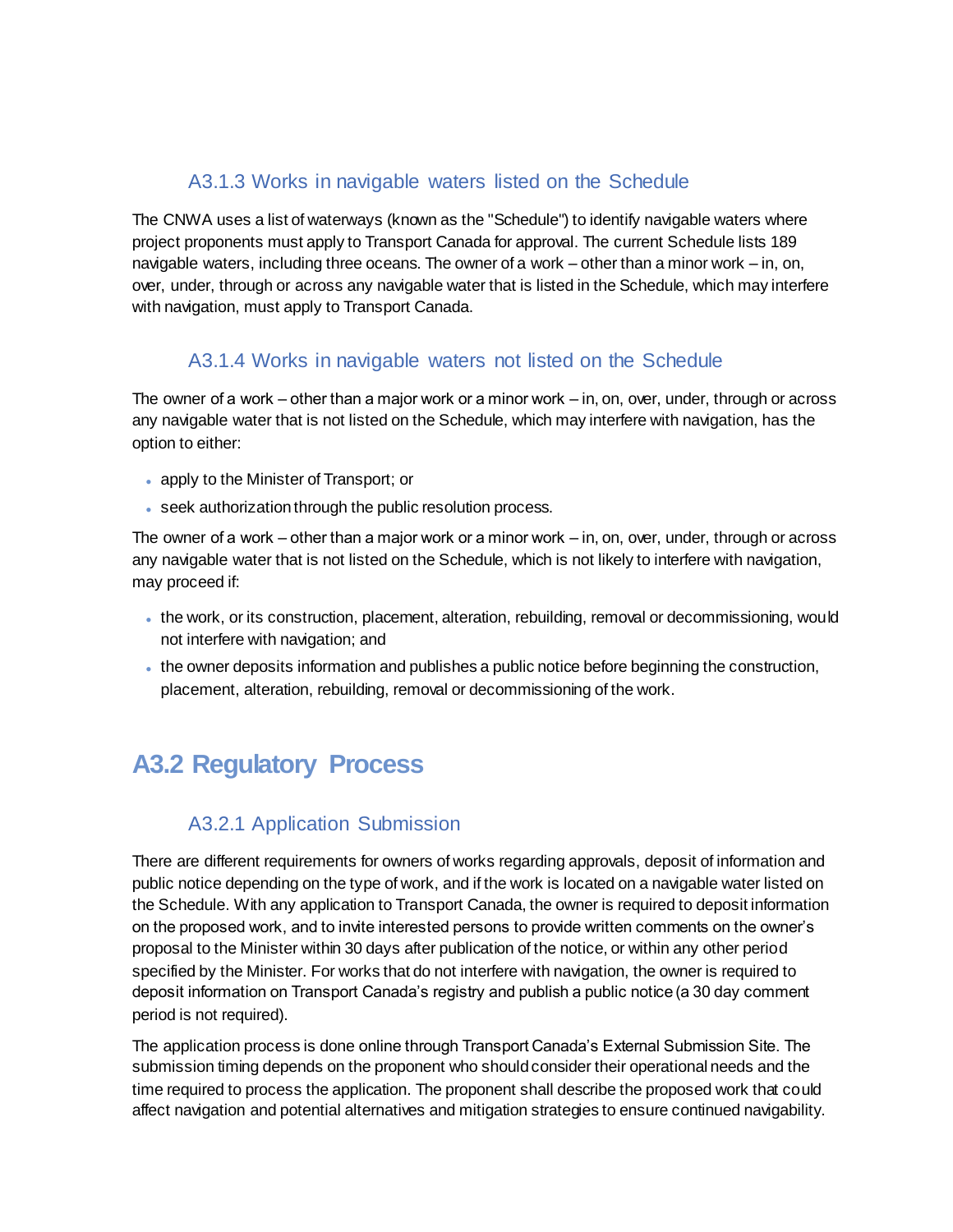### A3.1.3 Works in navigable waters listed on the Schedule

The CNWA uses a list of waterways (known as the "Schedule") to identify navigable waters where project proponents must apply to Transport Canada for approval. The current Schedule lists 189 navigable waters, including three oceans. The owner of a work – other than a minor work – in, on, over, under, through or across any navigable water that is listed in the Schedule, which may interfere with navigation, must apply to Transport Canada.

### A3.1.4 Works in navigable waters not listed on the Schedule

The owner of a work – other than a major work or a minor work – in, on, over, under, through or across any navigable water that is not listed on the Schedule, which may interfere with navigation, has the option to either:

- apply to the Minister of Transport; or
- seek authorization through the public resolution process.

The owner of a work – other than a major work or a minor work – in, on, over, under, through or across any navigable water that is not listed on the Schedule, which is not likely to interfere with navigation, may proceed if:

- the work, or its construction, placement, alteration, rebuilding, removal or decommissioning, would not interfere with navigation; and
- the owner deposits information and publishes a public notice before beginning the construction, placement, alteration, rebuilding, removal or decommissioning of the work.

## A3.2 Regulatory Process

### A3.2.1 Application Submission

There are different requirements for owners of works regarding approvals, deposit of information and public notice depending on the type of work, and if the work is located on a navigable water listed on the Schedule. With any application to Transport Canada, the owner is required to deposit information on the proposed work, and to invite interested persons to provide written comments on the owner's proposal to the Minister within 30 days after publication of the notice, or within any other period specified by the Minister. For works that do not interfere with navigation, the owner is required to deposit information on Transport Canada's registry and publish a public notice (a 30 day comment period is not required).

The application process is done online through Transport Canada's External Submission Site. The submission timing depends on the proponent who should consider their operational needs and the time required to process the application. The proponent shall describe the proposed work that could affect navigation and potential alternatives and mitigation strategies to ensure continued navigability.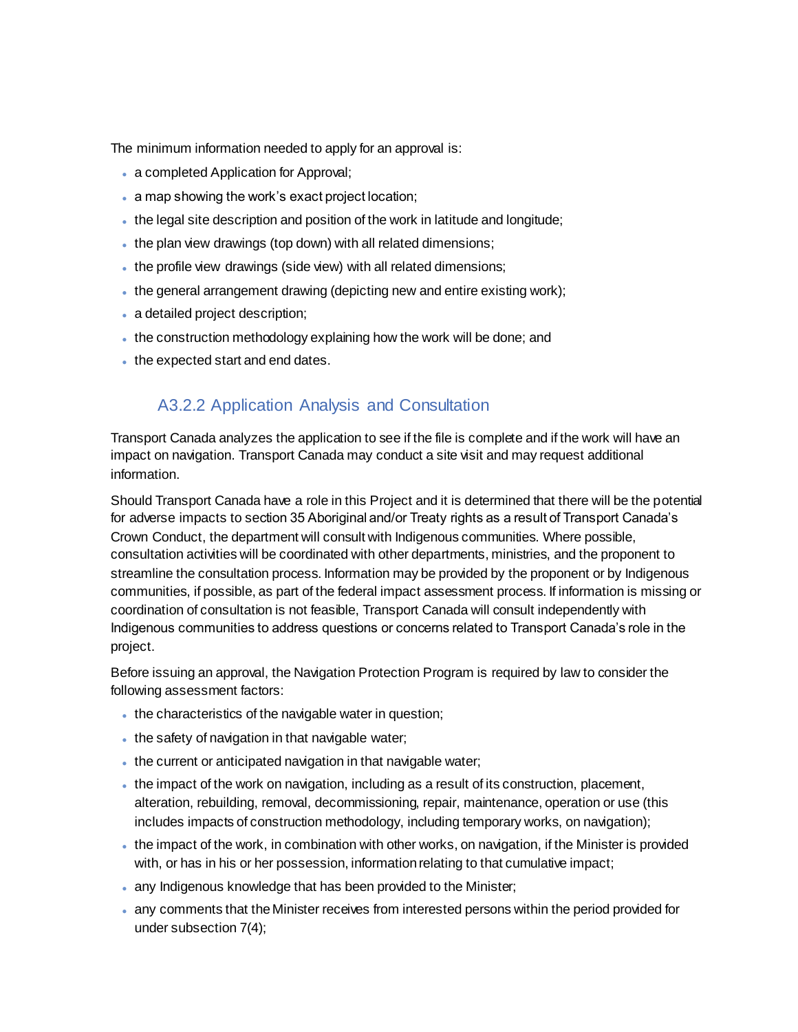The minimum information needed to apply for an approval is:

- a completed Application for Approval;
- a map showing the work's exact project location;
- the legal site description and position of the work in latitude and longitude;
- the plan view drawings (top down) with all related dimensions;
- the profile view drawings (side view) with all related dimensions;
- the general arrangement drawing (depicting new and entire existing work);
- a detailed project description;
- the construction methodology explaining how the work will be done; and
- the expected start and end dates.

### A3.2.2 Application Analysis and Consultation

Transport Canada analyzes the application to see if the file is complete and if the work will have an impact on navigation. Transport Canada may conduct a site visit and may request additional information.

Should Transport Canada have a role in this Project and it is determined that there will be the potential for adverse impacts to section 35 Aboriginal and/or Treaty rights as a result of Transport Canada's Crown Conduct, the department will consult with Indigenous communities. Where possible, consultation activities will be coordinated with other departments, ministries, and the proponent to streamline the consultation process. Information may be provided by the proponent or by Indigenous communities, if possible, as part of the federal impact assessment process. If information is missing or coordination of consultation is not feasible, Transport Canada will consult independently with Indigenous communities to address questions or concerns related to Transport Canada's role in the project.

Before issuing an approval, the Navigation Protection Program is required by law to consider the following assessment factors:

- the characteristics of the navigable water in question;
- the safety of navigation in that navigable water;
- the current or anticipated navigation in that navigable water;
- the impact of the work on navigation, including as a result of its construction, placement, alteration, rebuilding, removal, decommissioning, repair, maintenance, operation or use (this includes impacts of construction methodology, including temporary works, on navigation);
- the impact of the work, in combination with other works, on navigation, if the Minister is provided with, or has in his or her possession, information relating to that cumulative impact;
- any Indigenous knowledge that has been provided to the Minister;
- any comments that the Minister receives from interested persons within the period provided for under subsection 7(4);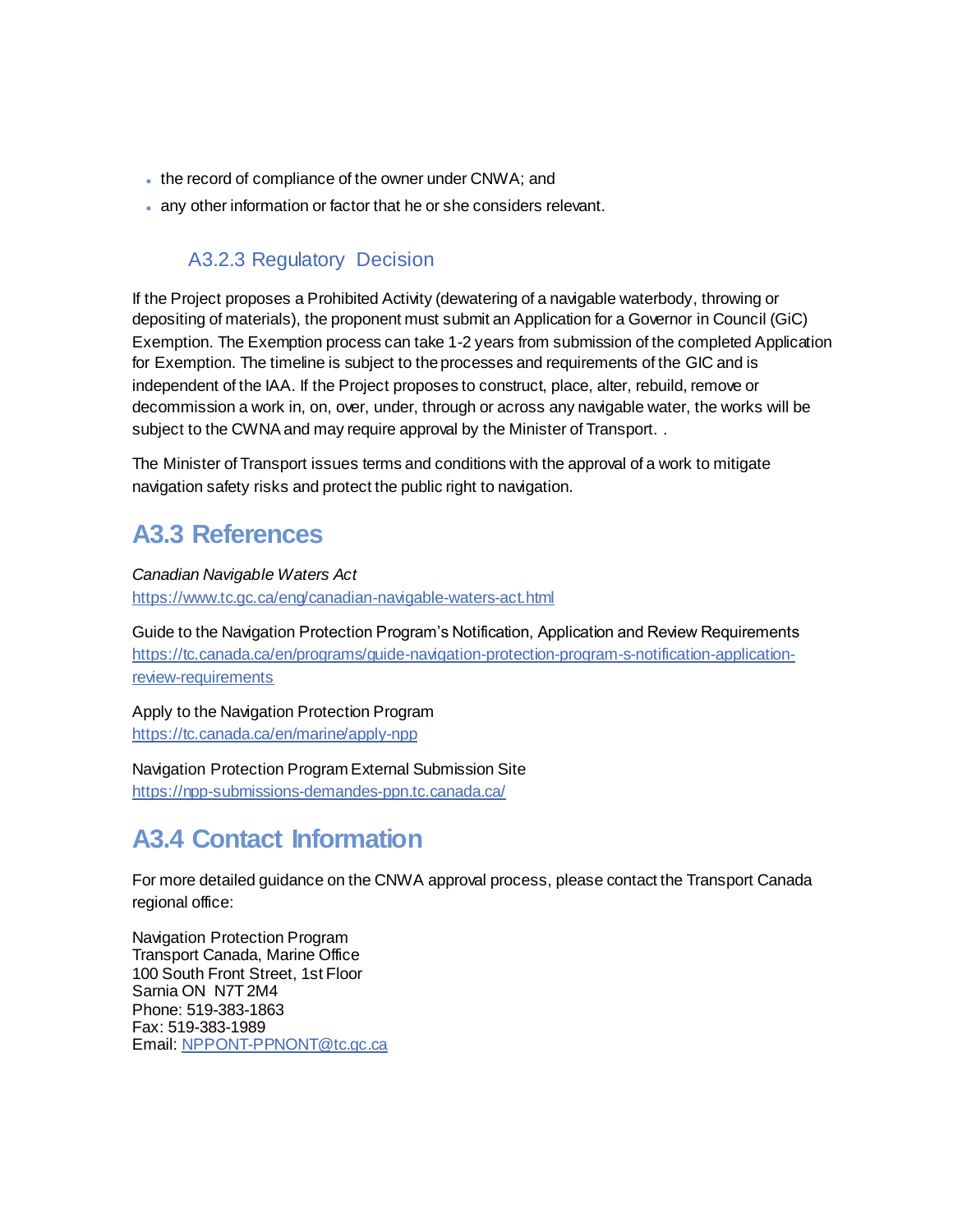- the record of compliance of the owner under CNWA; and
- any other information or factor that he or she considers relevant.

### A3.2.3 Regulatory Decision

If the Project proposes a Prohibited Activity (dewatering of a navigable waterbody, throwing or depositing of materials), the proponent must submit an Application for a Governor in Council (GiC) Exemption. The Exemption process can take 1-2 years from submission of the completed Application for Exemption. The timeline is subject to the processes and requirements of the GIC and is independent of the IAA. If the Project proposes to construct, place, alter, rebuild, remove or decommission a work in, on, over, under, through or across any navigable water, the works will be subject to the CWNA and may require approval by the Minister of Transport. .

The Minister of Transport issues terms and conditions with the approval of a work to mitigate navigation safety risks and protect the public right to navigation.

## A3.3 References

*Canadian Navigable Waters Act*
https://www.tc.gc.ca/eng/canadian-navigable-waters-act.html

Guide to the Navigation Protection Program's Notification, Application and Review Requirements
https://tc.canada.ca/en/programs/guide-navigation-protection-program-s-notification-application-review-requirements

Apply to the Navigation Protection Program
https://tc.canada.ca/en/marine/apply-npp

Navigation Protection Program External Submission Site
https://npp-submissions-demandes-ppn.tc.canada.ca/

## A3.4 Contact Information

For more detailed guidance on the CNWA approval process, please contact the Transport Canada regional office:

Navigation Protection Program
Transport Canada, Marine Office
100 South Front Street, 1st Floor
Sarnia ON N7T 2M4
Phone: 519-383-1863
Fax: 519-383-1989
Email: NPPONT-PPNONT@tc.gc.ca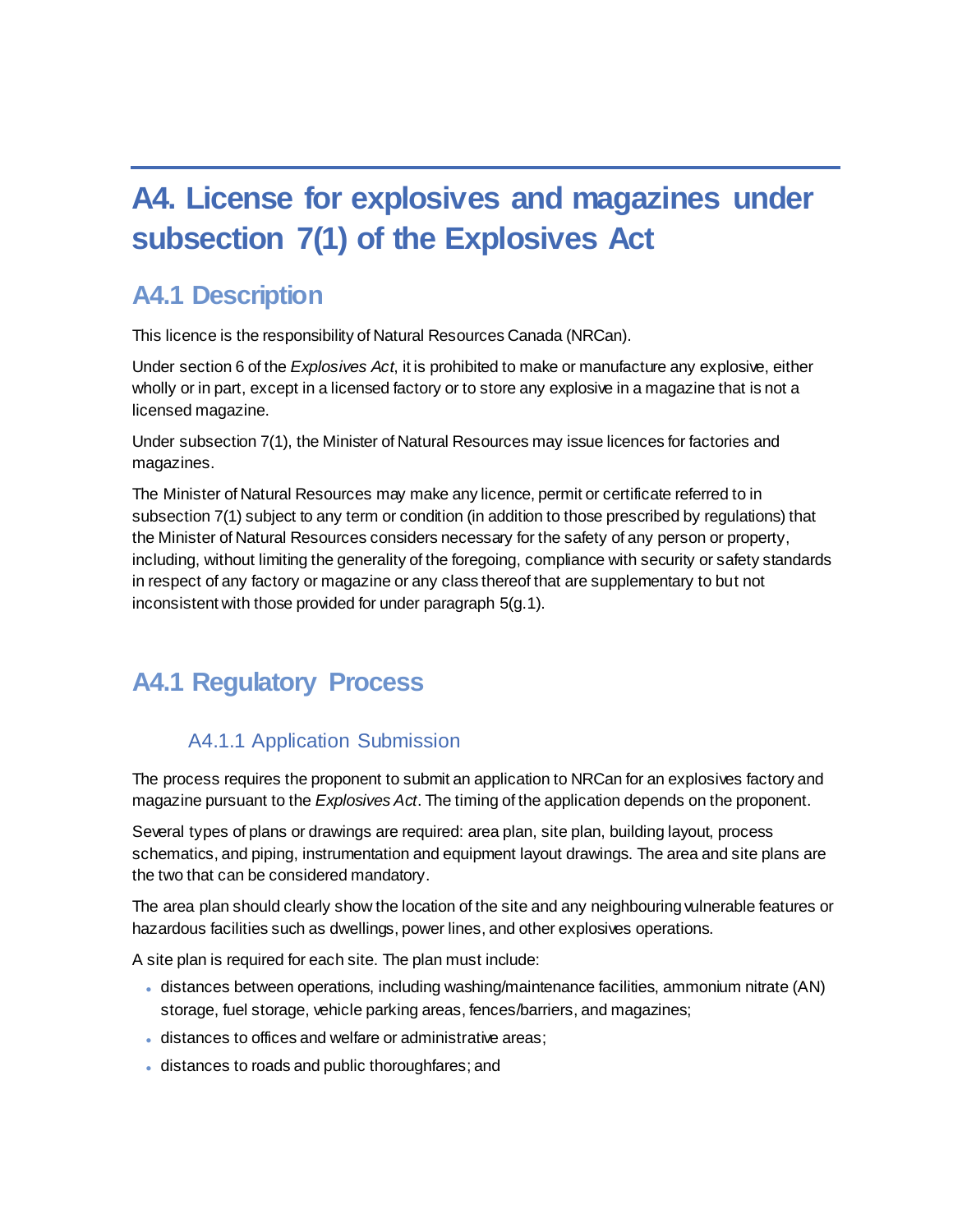# A4. License for explosives and magazines under subsection 7(1) of the Explosives Act

## A4.1 Description

This licence is the responsibility of Natural Resources Canada (NRCan).

Under section 6 of the *Explosives Act*, it is prohibited to make or manufacture any explosive, either wholly or in part, except in a licensed factory or to store any explosive in a magazine that is not a licensed magazine.

Under subsection 7(1), the Minister of Natural Resources may issue licences for factories and magazines.

The Minister of Natural Resources may make any licence, permit or certificate referred to in subsection 7(1) subject to any term or condition (in addition to those prescribed by regulations) that the Minister of Natural Resources considers necessary for the safety of any person or property, including, without limiting the generality of the foregoing, compliance with security or safety standards in respect of any factory or magazine or any class thereof that are supplementary to but not inconsistent with those provided for under paragraph 5(g.1).

## A4.1 Regulatory Process

### A4.1.1 Application Submission

The process requires the proponent to submit an application to NRCan for an explosives factory and magazine pursuant to the *Explosives Act*. The timing of the application depends on the proponent.

Several types of plans or drawings are required: area plan, site plan, building layout, process schematics, and piping, instrumentation and equipment layout drawings. The area and site plans are the two that can be considered mandatory.

The area plan should clearly show the location of the site and any neighbouring vulnerable features or hazardous facilities such as dwellings, power lines, and other explosives operations.

A site plan is required for each site. The plan must include:

- distances between operations, including washing/maintenance facilities, ammonium nitrate (AN) storage, fuel storage, vehicle parking areas, fences/barriers, and magazines;
- distances to offices and welfare or administrative areas;
- distances to roads and public thoroughfares; and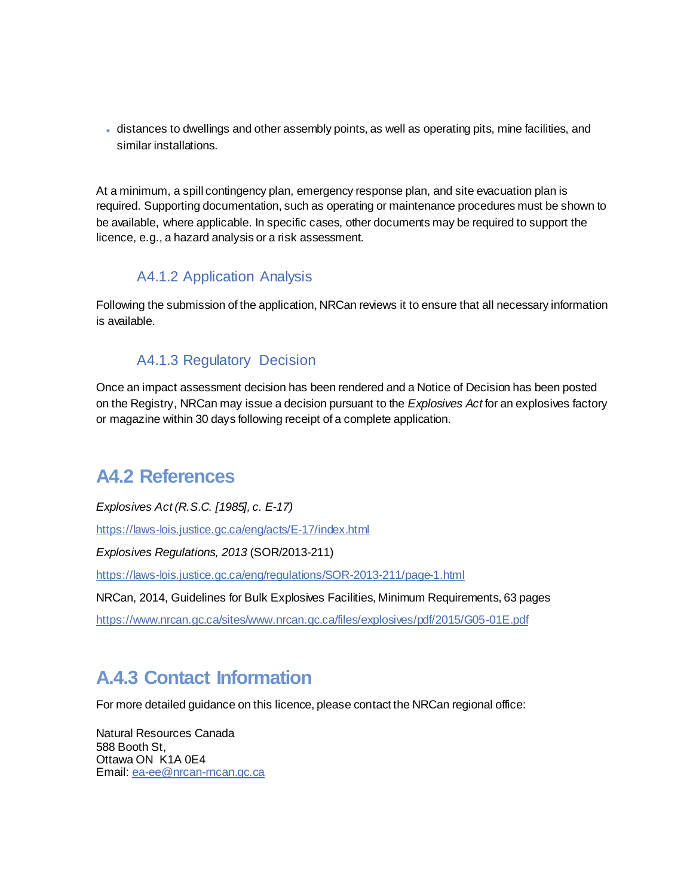- distances to dwellings and other assembly points, as well as operating pits, mine facilities, and similar installations.

At a minimum, a spill contingency plan, emergency response plan, and site evacuation plan is required. Supporting documentation, such as operating or maintenance procedures must be shown to be available, where applicable. In specific cases, other documents may be required to support the licence, e.g., a hazard analysis or a risk assessment.

### A4.1.2 Application Analysis

Following the submission of the application, NRCan reviews it to ensure that all necessary information is available.

### A4.1.3 Regulatory Decision

Once an impact assessment decision has been rendered and a Notice of Decision has been posted on the Registry, NRCan may issue a decision pursuant to the *Explosives Act* for an explosives factory or magazine within 30 days following receipt of a complete application.

## A4.2 References

*Explosives Act (R.S.C. [1985], c. E-17)*

https://laws-lois.justice.gc.ca/eng/acts/E-17/index.html

*Explosives Regulations, 2013* (SOR/2013-211)

https://laws-lois.justice.gc.ca/eng/regulations/SOR-2013-211/page-1.html

NRCan, 2014, Guidelines for Bulk Explosives Facilities, Minimum Requirements, 63 pages

https://www.nrcan.gc.ca/sites/www.nrcan.gc.ca/files/explosives/pdf/2015/G05-01E.pdf

## A.4.3 Contact Information

For more detailed guidance on this licence, please contact the NRCan regional office:

Natural Resources Canada
588 Booth St,
Ottawa ON K1A 0E4
Email: ea-ee@nrcan-rncan.gc.ca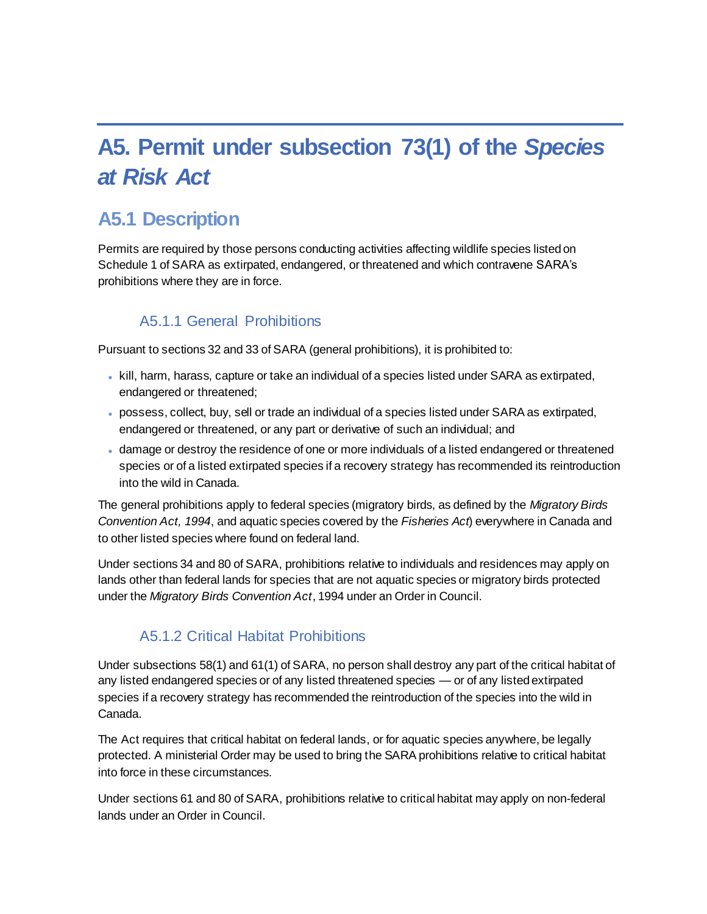# A5. Permit under subsection 73(1) of the *Species at Risk Act*

## A5.1 Description

Permits are required by those persons conducting activities affecting wildlife species listed on Schedule 1 of SARA as extirpated, endangered, or threatened and which contravene SARA's prohibitions where they are in force.

### A5.1.1 General Prohibitions

Pursuant to sections 32 and 33 of SARA (general prohibitions), it is prohibited to:

- kill, harm, harass, capture or take an individual of a species listed under SARA as extirpated, endangered or threatened;
- possess, collect, buy, sell or trade an individual of a species listed under SARA as extirpated, endangered or threatened, or any part or derivative of such an individual; and
- damage or destroy the residence of one or more individuals of a listed endangered or threatened species or of a listed extirpated species if a recovery strategy has recommended its reintroduction into the wild in Canada.

The general prohibitions apply to federal species (migratory birds, as defined by the *Migratory Birds Convention Act, 1994*, and aquatic species covered by the *Fisheries Act*) everywhere in Canada and to other listed species where found on federal land.

Under sections 34 and 80 of SARA, prohibitions relative to individuals and residences may apply on lands other than federal lands for species that are not aquatic species or migratory birds protected under the *Migratory Birds Convention Act*, 1994 under an Order in Council.

### A5.1.2 Critical Habitat Prohibitions

Under subsections 58(1) and 61(1) of SARA, no person shall destroy any part of the critical habitat of any listed endangered species or of any listed threatened species — or of any listed extirpated species if a recovery strategy has recommended the reintroduction of the species into the wild in Canada.

The Act requires that critical habitat on federal lands, or for aquatic species anywhere, be legally protected. A ministerial Order may be used to bring the SARA prohibitions relative to critical habitat into force in these circumstances.

Under sections 61 and 80 of SARA, prohibitions relative to critical habitat may apply on non-federal lands under an Order in Council.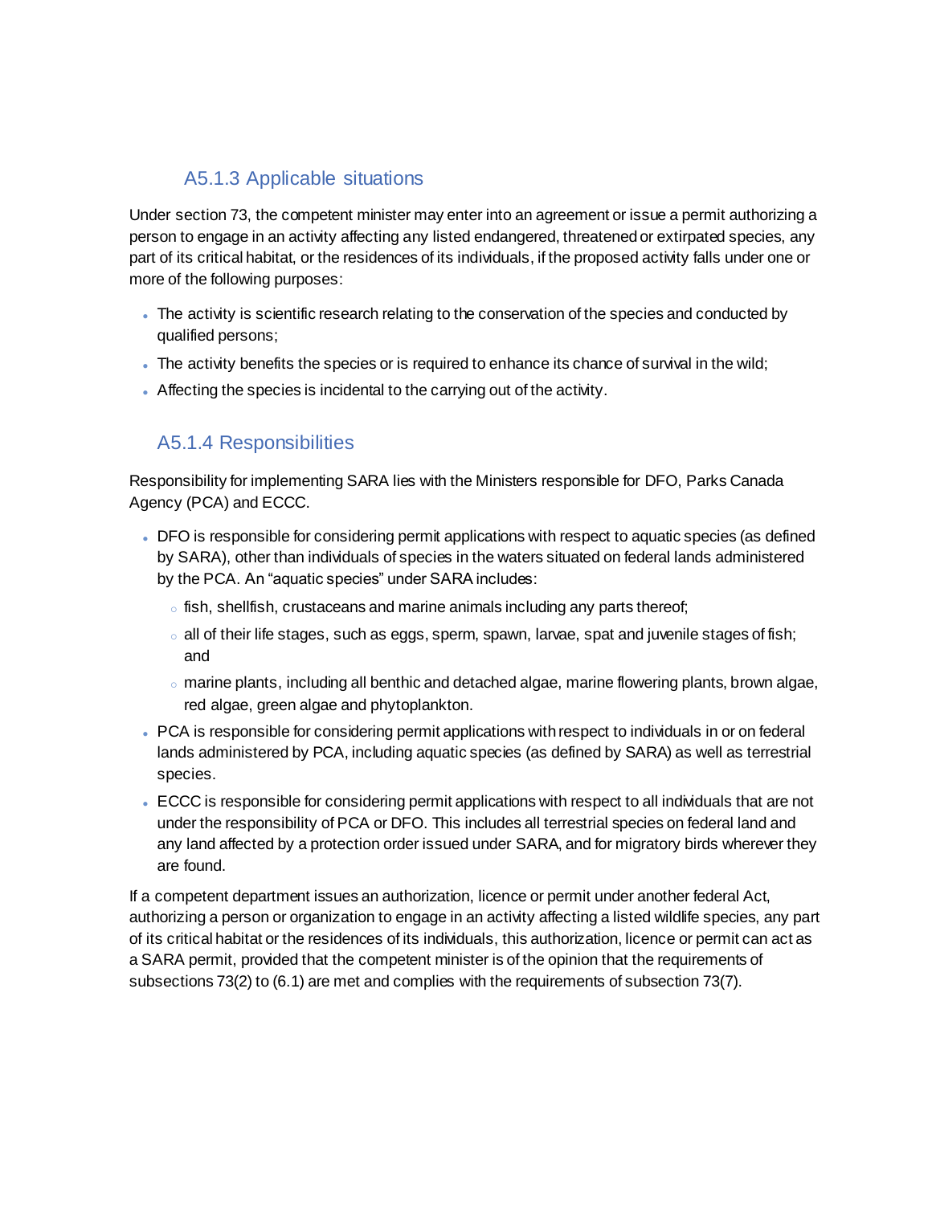### A5.1.3 Applicable situations

Under section 73, the competent minister may enter into an agreement or issue a permit authorizing a person to engage in an activity affecting any listed endangered, threatened or extirpated species, any part of its critical habitat, or the residences of its individuals, if the proposed activity falls under one or more of the following purposes:

- The activity is scientific research relating to the conservation of the species and conducted by qualified persons;
- The activity benefits the species or is required to enhance its chance of survival in the wild;
- Affecting the species is incidental to the carrying out of the activity.

### A5.1.4 Responsibilities

Responsibility for implementing SARA lies with the Ministers responsible for DFO, Parks Canada Agency (PCA) and ECCC.

- DFO is responsible for considering permit applications with respect to aquatic species (as defined by SARA), other than individuals of species in the waters situated on federal lands administered by the PCA. An “aquatic species” under SARA includes:
  - fish, shellfish, crustaceans and marine animals including any parts thereof;
  - all of their life stages, such as eggs, sperm, spawn, larvae, spat and juvenile stages of fish; and
  - marine plants, including all benthic and detached algae, marine flowering plants, brown algae, red algae, green algae and phytoplankton.
- PCA is responsible for considering permit applications with respect to individuals in or on federal lands administered by PCA, including aquatic species (as defined by SARA) as well as terrestrial species.
- ECCC is responsible for considering permit applications with respect to all individuals that are not under the responsibility of PCA or DFO. This includes all terrestrial species on federal land and any land affected by a protection order issued under SARA, and for migratory birds wherever they are found.

If a competent department issues an authorization, licence or permit under another federal Act, authorizing a person or organization to engage in an activity affecting a listed wildlife species, any part of its critical habitat or the residences of its individuals, this authorization, licence or permit can act as a SARA permit, provided that the competent minister is of the opinion that the requirements of subsections 73(2) to (6.1) are met and complies with the requirements of subsection 73(7).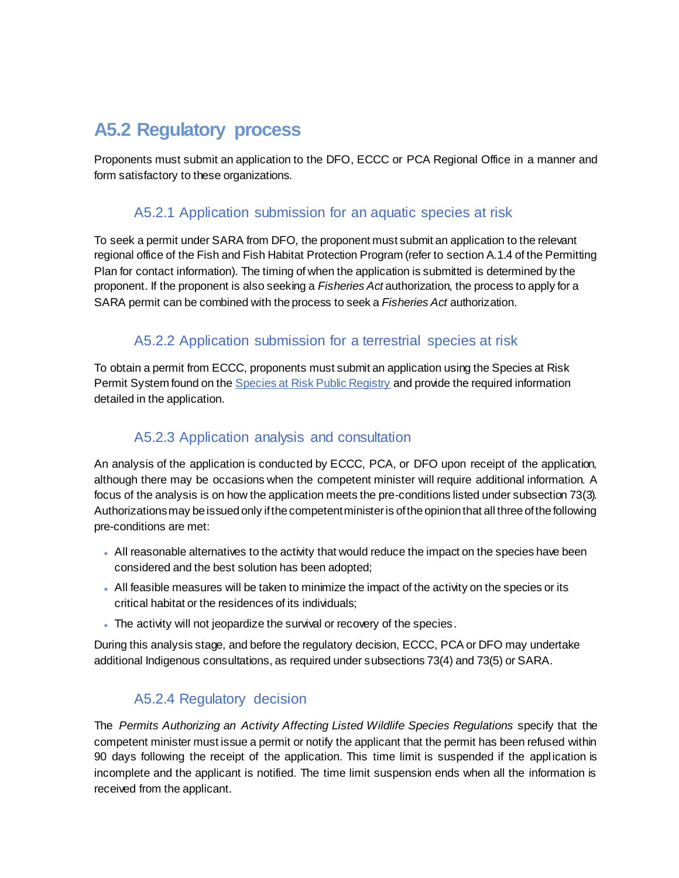## A5.2 Regulatory process

Proponents must submit an application to the DFO, ECCC or PCA Regional Office in a manner and form satisfactory to these organizations.

### A5.2.1 Application submission for an aquatic species at risk

To seek a permit under SARA from DFO, the proponent must submit an application to the relevant regional office of the Fish and Fish Habitat Protection Program (refer to section A.1.4 of the Permitting Plan for contact information). The timing of when the application is submitted is determined by the proponent. If the proponent is also seeking a *Fisheries Act* authorization, the process to apply for a SARA permit can be combined with the process to seek a *Fisheries Act* authorization.

### A5.2.2 Application submission for a terrestrial species at risk

To obtain a permit from ECCC, proponents must submit an application using the Species at Risk Permit System found on the Species at Risk Public Registry and provide the required information detailed in the application.

### A5.2.3 Application analysis and consultation

An analysis of the application is conducted by ECCC, PCA, or DFO upon receipt of the application, although there may be occasions when the competent minister will require additional information. A focus of the analysis is on how the application meets the pre-conditions listed under subsection 73(3). Authorizations may be issued only if the competent minister is of the opinion that all three of the following pre-conditions are met:

- All reasonable alternatives to the activity that would reduce the impact on the species have been considered and the best solution has been adopted;
- All feasible measures will be taken to minimize the impact of the activity on the species or its critical habitat or the residences of its individuals;
- The activity will not jeopardize the survival or recovery of the species.

During this analysis stage, and before the regulatory decision, ECCC, PCA or DFO may undertake additional Indigenous consultations, as required under subsections 73(4) and 73(5) or SARA.

### A5.2.4 Regulatory decision

The *Permits Authorizing an Activity Affecting Listed Wildlife Species Regulations* specify that the competent minister must issue a permit or notify the applicant that the permit has been refused within 90 days following the receipt of the application. This time limit is suspended if the application is incomplete and the applicant is notified. The time limit suspension ends when all the information is received from the applicant.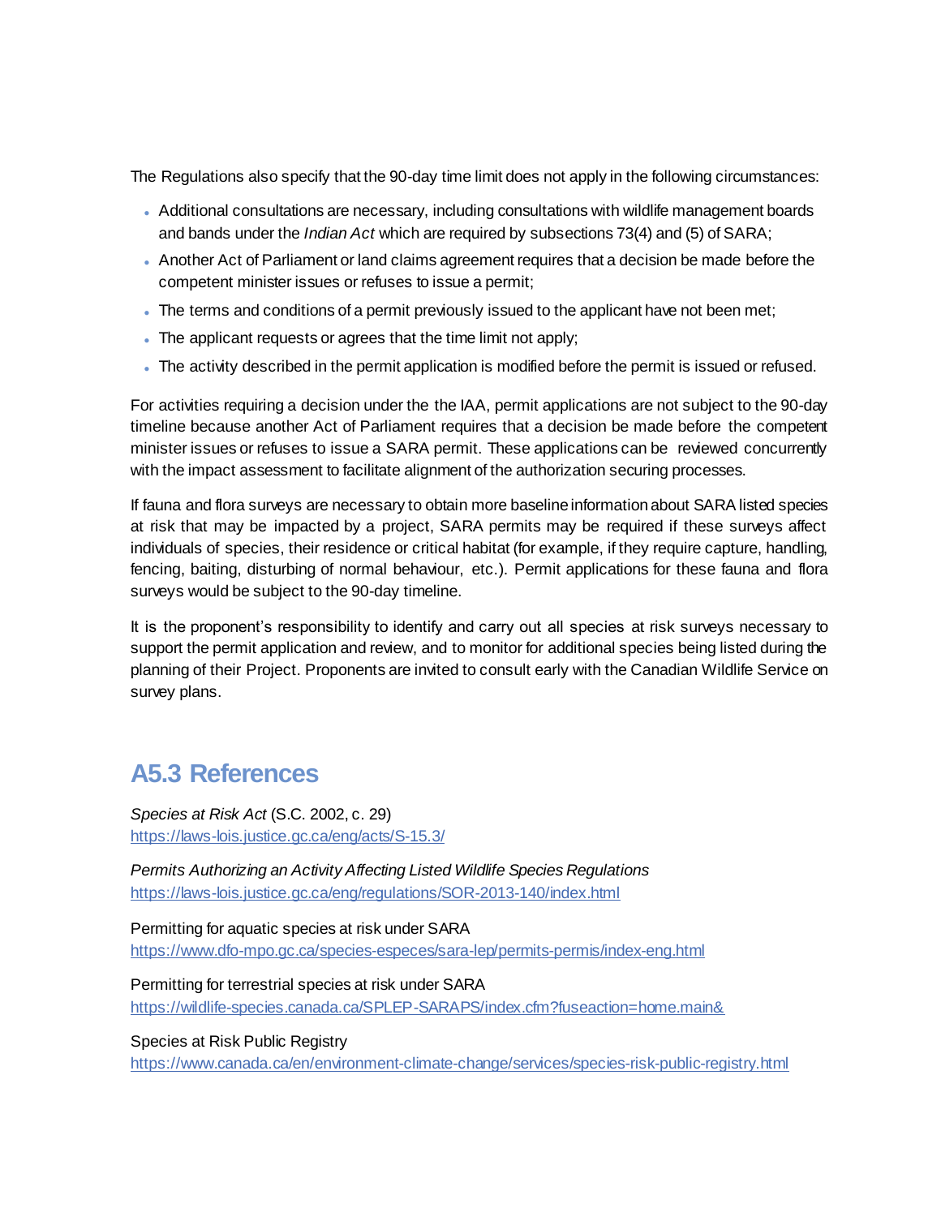The Regulations also specify that the 90-day time limit does not apply in the following circumstances:

- Additional consultations are necessary, including consultations with wildlife management boards and bands under the *Indian Act* which are required by subsections 73(4) and (5) of SARA;
- Another Act of Parliament or land claims agreement requires that a decision be made before the competent minister issues or refuses to issue a permit;
- The terms and conditions of a permit previously issued to the applicant have not been met;
- The applicant requests or agrees that the time limit not apply;
- The activity described in the permit application is modified before the permit is issued or refused.

For activities requiring a decision under the the IAA, permit applications are not subject to the 90-day timeline because another Act of Parliament requires that a decision be made before the competent minister issues or refuses to issue a SARA permit. These applications can be reviewed concurrently with the impact assessment to facilitate alignment of the authorization securing processes.

If fauna and flora surveys are necessary to obtain more baseline information about SARA listed species at risk that may be impacted by a project, SARA permits may be required if these surveys affect individuals of species, their residence or critical habitat (for example, if they require capture, handling, fencing, baiting, disturbing of normal behaviour, etc.). Permit applications for these fauna and flora surveys would be subject to the 90-day timeline.

It is the proponent's responsibility to identify and carry out all species at risk surveys necessary to support the permit application and review, and to monitor for additional species being listed during the planning of their Project. Proponents are invited to consult early with the Canadian Wildlife Service on survey plans.

## A5.3 References

*Species at Risk Act* (S.C. 2002, c. 29)
https://laws-lois.justice.gc.ca/eng/acts/S-15.3/

*Permits Authorizing an Activity Affecting Listed Wildlife Species Regulations*
https://laws-lois.justice.gc.ca/eng/regulations/SOR-2013-140/index.html

Permitting for aquatic species at risk under SARA
https://www.dfo-mpo.gc.ca/species-especes/sara-lep/permits-permis/index-eng.html

Permitting for terrestrial species at risk under SARA
https://wildlife-species.canada.ca/SPLEP-SARAPS/index.cfm?fuseaction=home.main&

Species at Risk Public Registry
https://www.canada.ca/en/environment-climate-change/services/species-risk-public-registry.html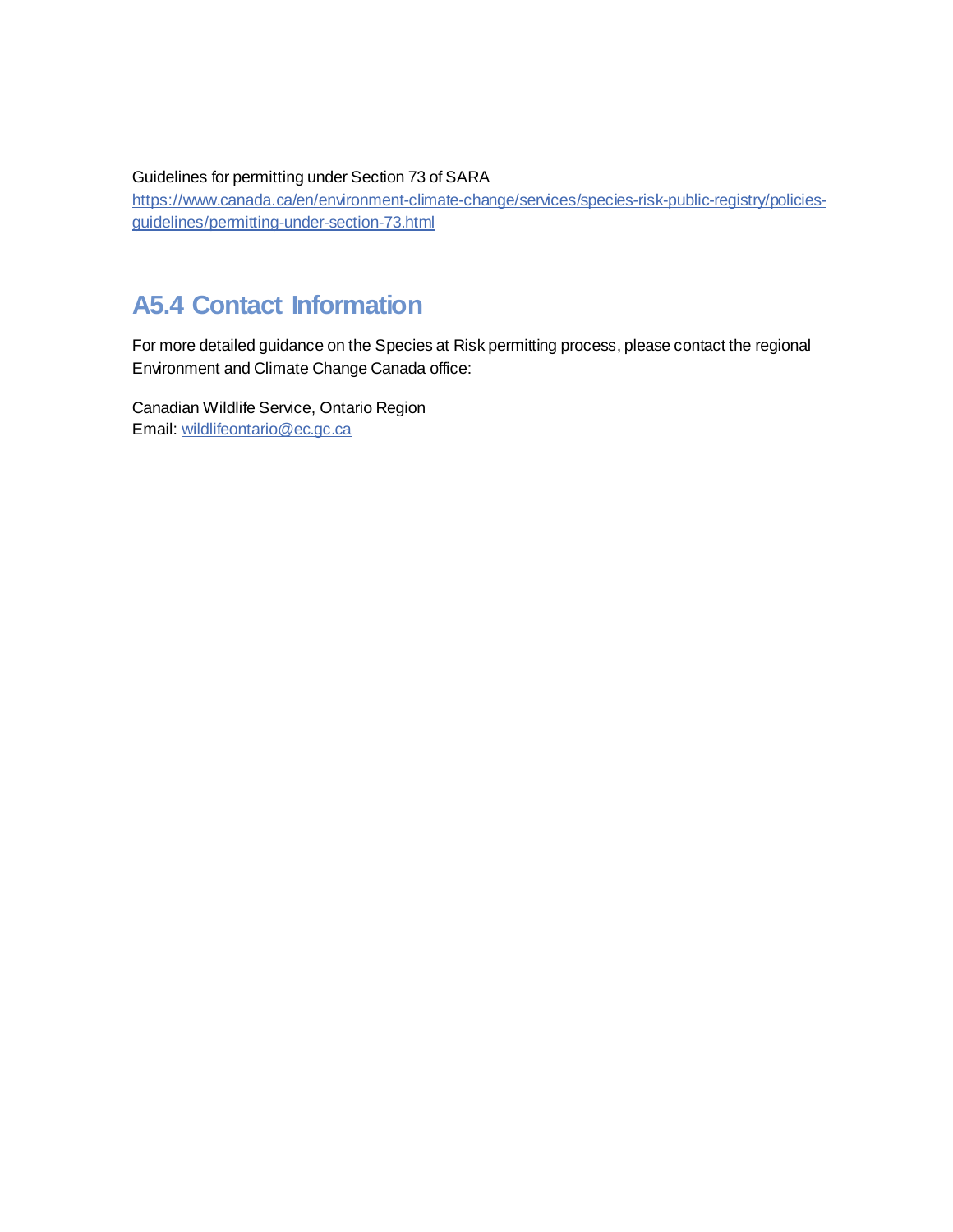Guidelines for permitting under Section 73 of SARA
https://www.canada.ca/en/environment-climate-change/services/species-risk-public-registry/policies-guidelines/permitting-under-section-73.html

## A5.4 Contact Information

For more detailed guidance on the Species at Risk permitting process, please contact the regional Environment and Climate Change Canada office:

Canadian Wildlife Service, Ontario Region
Email: wildlifeontario@ec.gc.ca